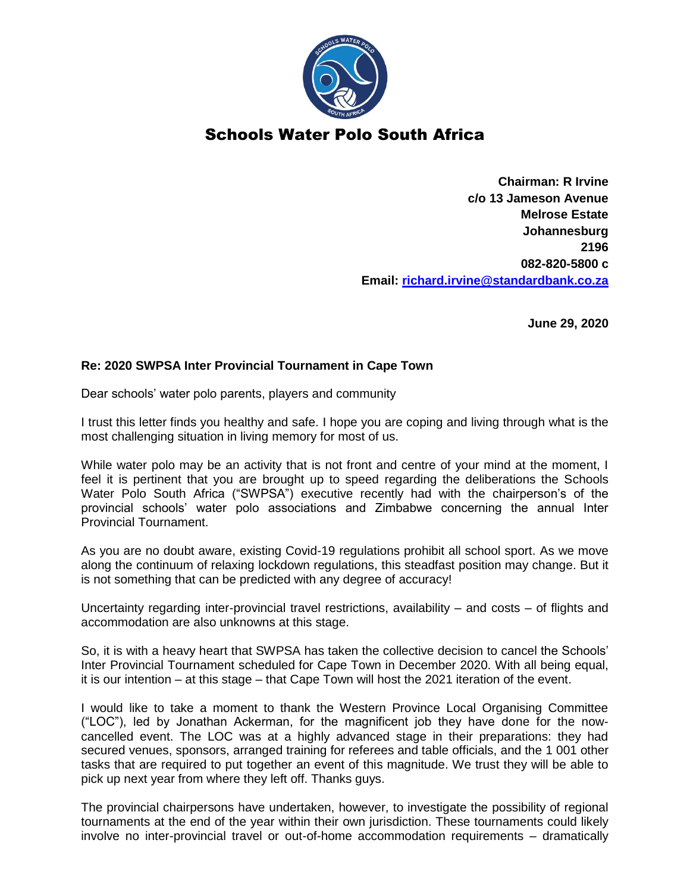# Schools Water Polo South Africa

**Chairman: R Irvine**
**c/o 13 Jameson Avenue**
**Melrose Estate**
**Johannesburg**
**2196**
**082-820-5800 c**
**Email: richard.irvine@standardbank.co.za**

**June 29, 2020**

**Re: 2020 SWPSA Inter Provincial Tournament in Cape Town**

Dear schools' water polo parents, players and community

I trust this letter finds you healthy and safe. I hope you are coping and living through what is the most challenging situation in living memory for most of us.

While water polo may be an activity that is not front and centre of your mind at the moment, I feel it is pertinent that you are brought up to speed regarding the deliberations the Schools Water Polo South Africa ("SWPSA") executive recently had with the chairperson's of the provincial schools' water polo associations and Zimbabwe concerning the annual Inter Provincial Tournament.

As you are no doubt aware, existing Covid-19 regulations prohibit all school sport. As we move along the continuum of relaxing lockdown regulations, this steadfast position may change. But it is not something that can be predicted with any degree of accuracy!

Uncertainty regarding inter-provincial travel restrictions, availability – and costs – of flights and accommodation are also unknowns at this stage.

So, it is with a heavy heart that SWPSA has taken the collective decision to cancel the Schools' Inter Provincial Tournament scheduled for Cape Town in December 2020. With all being equal, it is our intention – at this stage – that Cape Town will host the 2021 iteration of the event.

I would like to take a moment to thank the Western Province Local Organising Committee ("LOC"), led by Jonathan Ackerman, for the magnificent job they have done for the now-cancelled event. The LOC was at a highly advanced stage in their preparations: they had secured venues, sponsors, arranged training for referees and table officials, and the 1 001 other tasks that are required to put together an event of this magnitude. We trust they will be able to pick up next year from where they left off. Thanks guys.

The provincial chairpersons have undertaken, however, to investigate the possibility of regional tournaments at the end of the year within their own jurisdiction. These tournaments could likely involve no inter-provincial travel or out-of-home accommodation requirements – dramatically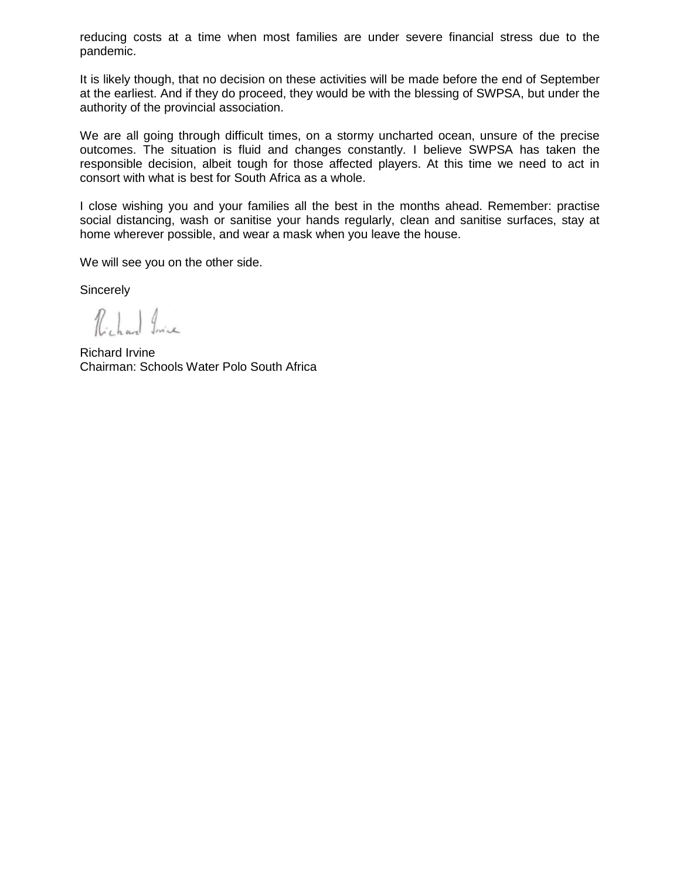reducing costs at a time when most families are under severe financial stress due to the pandemic.

It is likely though, that no decision on these activities will be made before the end of September at the earliest. And if they do proceed, they would be with the blessing of SWPSA, but under the authority of the provincial association.

We are all going through difficult times, on a stormy uncharted ocean, unsure of the precise outcomes. The situation is fluid and changes constantly. I believe SWPSA has taken the responsible decision, albeit tough for those affected players. At this time we need to act in consort with what is best for South Africa as a whole.

I close wishing you and your families all the best in the months ahead. Remember: practise social distancing, wash or sanitise your hands regularly, clean and sanitise surfaces, stay at home wherever possible, and wear a mask when you leave the house.

We will see you on the other side.

Sincerely

Richard Irvine
Chairman: Schools Water Polo South Africa